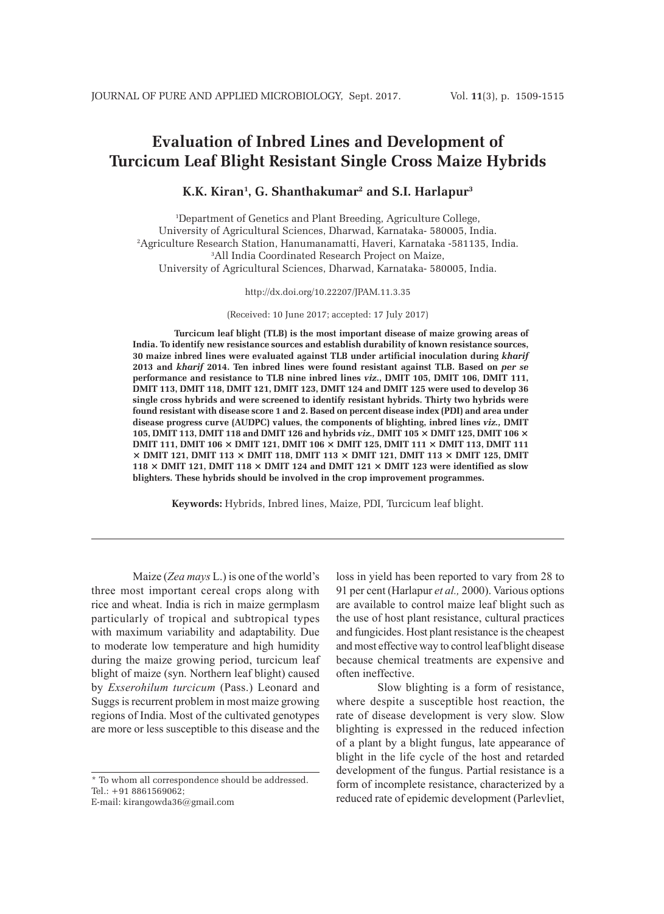# Evaluation of Inbred Lines and Development of Turcicum Leaf Blight Resistant Single Cross Maize Hybrids

**K.K. Kiran[1], G. Shanthakumar[2] and S.I. Harlapur[3]**

[1]Department of Genetics and Plant Breeding, Agriculture College, University of Agricultural Sciences, Dharwad, Karnataka- 580005, India.
[2]Agriculture Research Station, Hanumanamatti, Haveri, Karnataka -581135, India.
[3]All India Coordinated Research Project on Maize, University of Agricultural Sciences, Dharwad, Karnataka- 580005, India.

http://dx.doi.org/10.22207/JPAM.11.3.35

(Received: 10 June 2017; accepted: 17 July 2017)

**Turcicum leaf blight (TLB) is the most important disease of maize growing areas of India. To identify new resistance sources and establish durability of known resistance sources, 30 maize inbred lines were evaluated against TLB under artificial inoculation during *kharif* 2013 and *kharif* 2014. Ten inbred lines were found resistant against TLB. Based on *per se* performance and resistance to TLB nine inbred lines *viz.*, DMIT 105, DMIT 106, DMIT 111, DMIT 113, DMIT 118, DMIT 121, DMIT 123, DMIT 124 and DMIT 125 were used to develop 36 single cross hybrids and were screened to identify resistant hybrids. Thirty two hybrids were found resistant with disease score 1 and 2. Based on percent disease index (PDI) and area under disease progress curve (AUDPC) values, the components of blighting, inbred lines *viz.*, DMIT 105, DMIT 113, DMIT 118 and DMIT 126 and hybrids *viz.*, DMIT 105 × DMIT 125, DMIT 106 × DMIT 111, DMIT 106 × DMIT 121, DMIT 106 × DMIT 125, DMIT 111 × DMIT 113, DMIT 111 × DMIT 121, DMIT 113 × DMIT 118, DMIT 113 × DMIT 121, DMIT 113 × DMIT 125, DMIT 118 × DMIT 121, DMIT 118 × DMIT 124 and DMIT 121 × DMIT 123 were identified as slow blighters. These hybrids should be involved in the crop improvement programmes.**

**Keywords:** Hybrids, Inbred lines, Maize, PDI, Turcicum leaf blight.

Maize (*Zea mays* L.) is one of the world's three most important cereal crops along with rice and wheat. India is rich in maize germplasm particularly of tropical and subtropical types with maximum variability and adaptability. Due to moderate low temperature and high humidity during the maize growing period, turcicum leaf blight of maize (syn. Northern leaf blight) caused by *Exserohilum turcicum* (Pass.) Leonard and Suggs is recurrent problem in most maize growing regions of India. Most of the cultivated genotypes are more or less susceptible to this disease and the loss in yield has been reported to vary from 28 to 91 per cent (Harlapur *et al.,* 2000). Various options are available to control maize leaf blight such as the use of host plant resistance, cultural practices and fungicides. Host plant resistance is the cheapest and most effective way to control leaf blight disease because chemical treatments are expensive and often ineffective.

Slow blighting is a form of resistance, where despite a susceptible host reaction, the rate of disease development is very slow. Slow blighting is expressed in the reduced infection of a plant by a blight fungus, late appearance of blight in the life cycle of the host and retarded development of the fungus. Partial resistance is a form of incomplete resistance, characterized by a reduced rate of epidemic development (Parlevliet,

* To whom all correspondence should be addressed.
Tel.: +91 8861569062;
E-mail: kirangowda36@gmail.com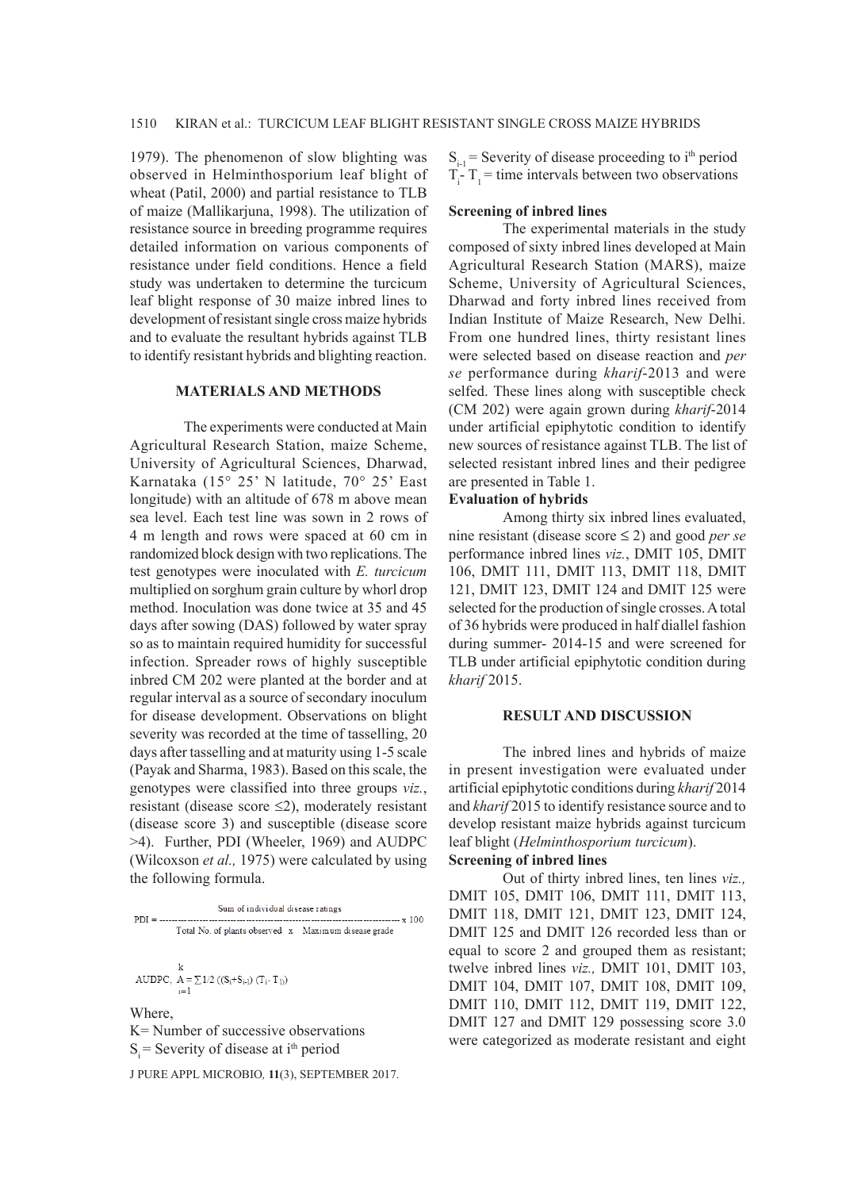1979). The phenomenon of slow blighting was observed in Helminthosporium leaf blight of wheat (Patil, 2000) and partial resistance to TLB of maize (Mallikarjuna, 1998). The utilization of resistance source in breeding programme requires detailed information on various components of resistance under field conditions. Hence a field study was undertaken to determine the turcicum leaf blight response of 30 maize inbred lines to development of resistant single cross maize hybrids and to evaluate the resultant hybrids against TLB to identify resistant hybrids and blighting reaction.

## MATERIALS AND METHODS

The experiments were conducted at Main Agricultural Research Station, maize Scheme, University of Agricultural Sciences, Dharwad, Karnataka (15° 25' N latitude, 70° 25' East longitude) with an altitude of 678 m above mean sea level. Each test line was sown in 2 rows of 4 m length and rows were spaced at 60 cm in randomized block design with two replications. The test genotypes were inoculated with *E. turcicum* multiplied on sorghum grain culture by whorl drop method. Inoculation was done twice at 35 and 45 days after sowing (DAS) followed by water spray so as to maintain required humidity for successful infection. Spreader rows of highly susceptible inbred CM 202 were planted at the border and at regular interval as a source of secondary inoculum for disease development. Observations on blight severity was recorded at the time of tasselling, 20 days after tasselling and at maturity using 1-5 scale (Payak and Sharma, 1983). Based on this scale, the genotypes were classified into three groups *viz.*, resistant (disease score ≤2), moderately resistant (disease score 3) and susceptible (disease score >4). Further, PDI (Wheeler, 1969) and AUDPC (Wilcoxson *et al.,* 1975) were calculated by using the following formula.

$$\text{PDI} = \frac{\text{Sum of individual disease ratings}}{\text{Total No. of plants observed} \times \text{Maximum disease grade}} \times 100$$

$$\text{AUDPC, } A = \sum_{i=1}^{k} 1/2\,((S_i+S_{i-1})\,(T_i - T_1))$$

Where,

K= Number of successive observations

$S_i$ = Severity of disease at $i^{th}$ period

$S_{i-1}$ = Severity of disease proceeding to $i^{th}$ period

$T_i - T_1$ = time intervals between two observations

### Screening of inbred lines

The experimental materials in the study composed of sixty inbred lines developed at Main Agricultural Research Station (MARS), maize Scheme, University of Agricultural Sciences, Dharwad and forty inbred lines received from Indian Institute of Maize Research, New Delhi. From one hundred lines, thirty resistant lines were selected based on disease reaction and *per se* performance during *kharif*-2013 and were selfed. These lines along with susceptible check (CM 202) were again grown during *kharif*-2014 under artificial epiphytotic condition to identify new sources of resistance against TLB. The list of selected resistant inbred lines and their pedigree are presented in Table 1.

### Evaluation of hybrids

Among thirty six inbred lines evaluated, nine resistant (disease score ≤ 2) and good *per se* performance inbred lines *viz.*, DMIT 105, DMIT 106, DMIT 111, DMIT 113, DMIT 118, DMIT 121, DMIT 123, DMIT 124 and DMIT 125 were selected for the production of single crosses. A total of 36 hybrids were produced in half diallel fashion during summer- 2014-15 and were screened for TLB under artificial epiphytotic condition during *kharif* 2015.

## RESULT AND DISCUSSION

The inbred lines and hybrids of maize in present investigation were evaluated under artificial epiphytotic conditions during *kharif* 2014 and *kharif* 2015 to identify resistance source and to develop resistant maize hybrids against turcicum leaf blight (*Helminthosporium turcicum*).

### Screening of inbred lines

Out of thirty inbred lines, ten lines *viz.,* DMIT 105, DMIT 106, DMIT 111, DMIT 113, DMIT 118, DMIT 121, DMIT 123, DMIT 124, DMIT 125 and DMIT 126 recorded less than or equal to score 2 and grouped them as resistant; twelve inbred lines *viz.,* DMIT 101, DMIT 103, DMIT 104, DMIT 107, DMIT 108, DMIT 109, DMIT 110, DMIT 112, DMIT 119, DMIT 122, DMIT 127 and DMIT 129 possessing score 3.0 were categorized as moderate resistant and eight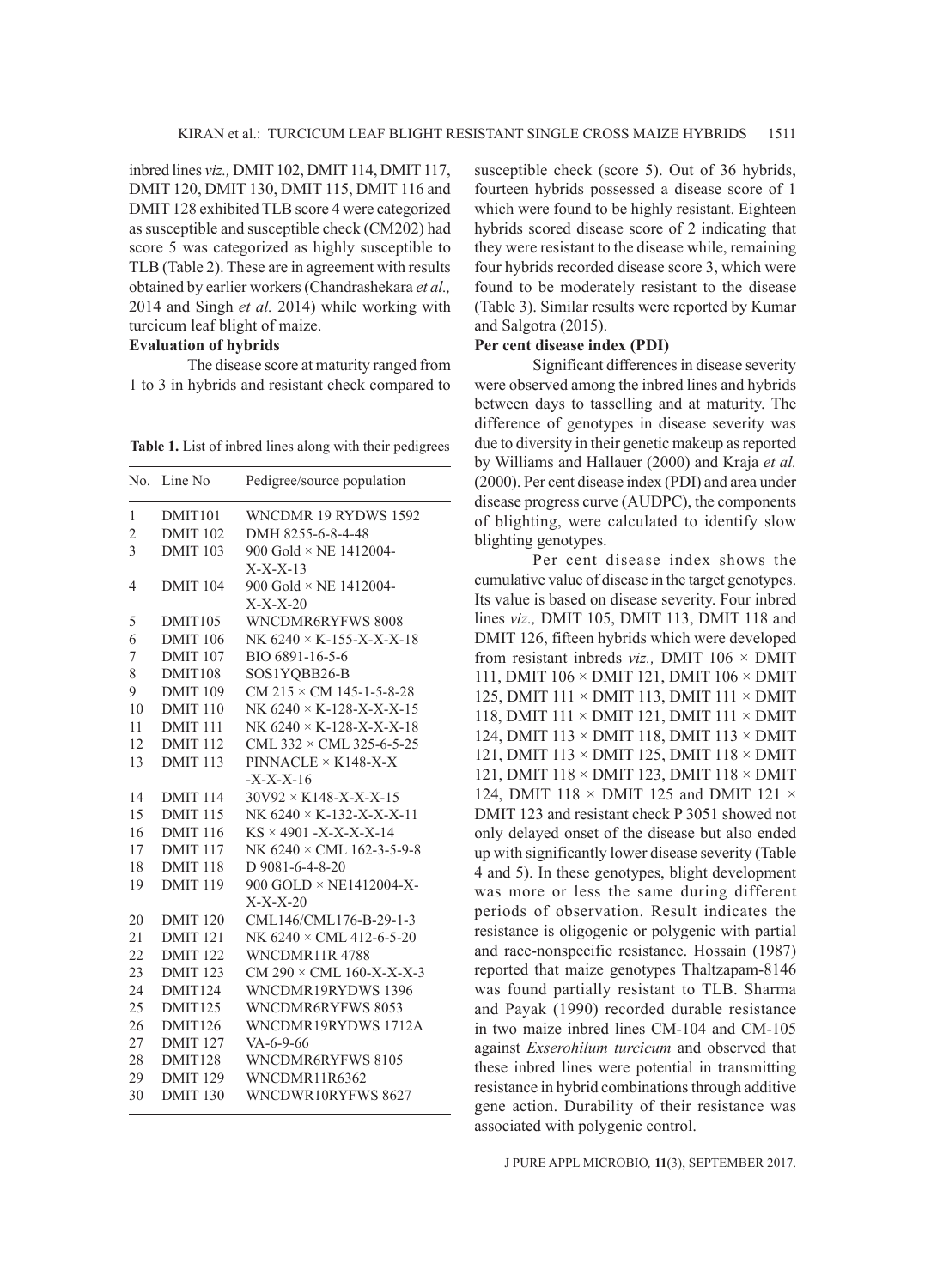inbred lines *viz.,* DMIT 102, DMIT 114, DMIT 117, DMIT 120, DMIT 130, DMIT 115, DMIT 116 and DMIT 128 exhibited TLB score 4 were categorized as susceptible and susceptible check (CM202) had score 5 was categorized as highly susceptible to TLB (Table 2). These are in agreement with results obtained by earlier workers (Chandrashekara *et al.,* 2014 and Singh *et al.* 2014) while working with turcicum leaf blight of maize.

**Evaluation of hybrids**

The disease score at maturity ranged from 1 to 3 in hybrids and resistant check compared to susceptible check (score 5). Out of 36 hybrids, fourteen hybrids possessed a disease score of 1 which were found to be highly resistant. Eighteen hybrids scored disease score of 2 indicating that they were resistant to the disease while, remaining four hybrids recorded disease score 3, which were found to be moderately resistant to the disease (Table 3). Similar results were reported by Kumar and Salgotra (2015).

**Table 1.** List of inbred lines along with their pedigrees

| No. | Line No | Pedigree/source population |
|---|---|---|
| 1 | DMIT101 | WNCDMR 19 RYDWS 1592 |
| 2 | DMIT 102 | DMH 8255-6-8-4-48 |
| 3 | DMIT 103 | 900 Gold × NE 1412004-X-X-X-13 |
| 4 | DMIT 104 | 900 Gold × NE 1412004-X-X-X-20 |
| 5 | DMIT105 | WNCDMR6RYFWS 8008 |
| 6 | DMIT 106 | NK 6240 × K-155-X-X-X-18 |
| 7 | DMIT 107 | BIO 6891-16-5-6 |
| 8 | DMIT108 | SOS1YQBB26-B |
| 9 | DMIT 109 | CM 215 × CM 145-1-5-8-28 |
| 10 | DMIT 110 | NK 6240 × K-128-X-X-X-15 |
| 11 | DMIT 111 | NK 6240 × K-128-X-X-X-18 |
| 12 | DMIT 112 | CML 332 × CML 325-6-5-25 |
| 13 | DMIT 113 | PINNACLE × K148-X-X-X-X-X-16 |
| 14 | DMIT 114 | 30V92 × K148-X-X-X-15 |
| 15 | DMIT 115 | NK 6240 × K-132-X-X-X-11 |
| 16 | DMIT 116 | KS × 4901 -X-X-X-X-14 |
| 17 | DMIT 117 | NK 6240 × CML 162-3-5-9-8 |
| 18 | DMIT 118 | D 9081-6-4-8-20 |
| 19 | DMIT 119 | 900 GOLD × NE1412004-X-X-X-X-20 |
| 20 | DMIT 120 | CML146/CML176-B-29-1-3 |
| 21 | DMIT 121 | NK 6240 × CML 412-6-5-20 |
| 22 | DMIT 122 | WNCDMR11R 4788 |
| 23 | DMIT 123 | CM 290 × CML 160-X-X-X-3 |
| 24 | DMIT124 | WNCDMR19RYDWS 1396 |
| 25 | DMIT125 | WNCDMR6RYFWS 8053 |
| 26 | DMIT126 | WNCDMR19RYDWS 1712A |
| 27 | DMIT 127 | VA-6-9-66 |
| 28 | DMIT128 | WNCDMR6RYFWS 8105 |
| 29 | DMIT 129 | WNCDMR11R6362 |
| 30 | DMIT 130 | WNCDWR10RYFWS 8627 |

**Per cent disease index (PDI)**

Significant differences in disease severity were observed among the inbred lines and hybrids between days to tasselling and at maturity. The difference of genotypes in disease severity was due to diversity in their genetic makeup as reported by Williams and Hallauer (2000) and Kraja *et al.* (2000). Per cent disease index (PDI) and area under disease progress curve (AUDPC), the components of blighting, were calculated to identify slow blighting genotypes.

Per cent disease index shows the cumulative value of disease in the target genotypes. Its value is based on disease severity. Four inbred lines *viz.,* DMIT 105, DMIT 113, DMIT 118 and DMIT 126, fifteen hybrids which were developed from resistant inbreds *viz.,* DMIT 106 × DMIT 111, DMIT 106 × DMIT 121, DMIT 106 × DMIT 125, DMIT 111 × DMIT 113, DMIT 111 × DMIT 118, DMIT 111 × DMIT 121, DMIT 111 × DMIT 124, DMIT 113 × DMIT 118, DMIT 113 × DMIT 121, DMIT 113 × DMIT 125, DMIT 118 × DMIT 121, DMIT 118 × DMIT 123, DMIT 118 × DMIT 124, DMIT 118 × DMIT 125 and DMIT 121 × DMIT 123 and resistant check P 3051 showed not only delayed onset of the disease but also ended up with significantly lower disease severity (Table 4 and 5). In these genotypes, blight development was more or less the same during different periods of observation. Result indicates the resistance is oligogenic or polygenic with partial and race-nonspecific resistance. Hossain (1987) reported that maize genotypes Thaltzapam-8146 was found partially resistant to TLB. Sharma and Payak (1990) recorded durable resistance in two maize inbred lines CM-104 and CM-105 against *Exserohilum turcicum* and observed that these inbred lines were potential in transmitting resistance in hybrid combinations through additive gene action. Durability of their resistance was associated with polygenic control.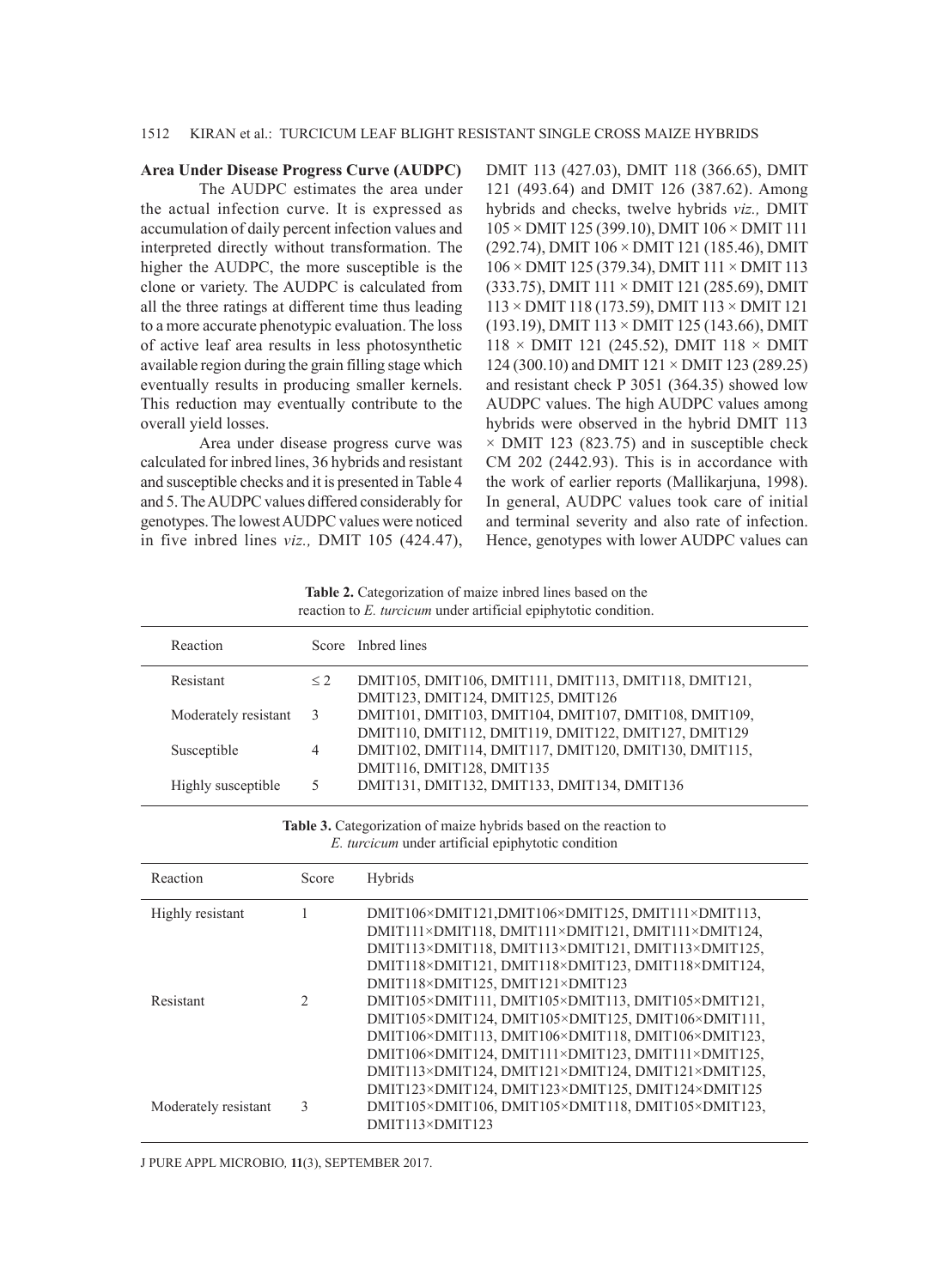**Area Under Disease Progress Curve (AUDPC)**

The AUDPC estimates the area under the actual infection curve. It is expressed as accumulation of daily percent infection values and interpreted directly without transformation. The higher the AUDPC, the more susceptible is the clone or variety. The AUDPC is calculated from all the three ratings at different time thus leading to a more accurate phenotypic evaluation. The loss of active leaf area results in less photosynthetic available region during the grain filling stage which eventually results in producing smaller kernels. This reduction may eventually contribute to the overall yield losses.

Area under disease progress curve was calculated for inbred lines, 36 hybrids and resistant and susceptible checks and it is presented in Table 4 and 5. The AUDPC values differed considerably for genotypes. The lowest AUDPC values were noticed in five inbred lines *viz.,* DMIT 105 (424.47), DMIT 113 (427.03), DMIT 118 (366.65), DMIT 121 (493.64) and DMIT 126 (387.62). Among hybrids and checks, twelve hybrids *viz.,* DMIT 105 × DMIT 125 (399.10), DMIT 106 × DMIT 111 (292.74), DMIT 106 × DMIT 121 (185.46), DMIT 106 × DMIT 125 (379.34), DMIT 111 × DMIT 113 (333.75), DMIT 111 × DMIT 121 (285.69), DMIT 113 × DMIT 118 (173.59), DMIT 113 × DMIT 121 (193.19), DMIT 113 × DMIT 125 (143.66), DMIT 118 × DMIT 121 (245.52), DMIT 118 × DMIT 124 (300.10) and DMIT 121 × DMIT 123 (289.25) and resistant check P 3051 (364.35) showed low AUDPC values. The high AUDPC values among hybrids were observed in the hybrid DMIT 113 × DMIT 123 (823.75) and in susceptible check CM 202 (2442.93). This is in accordance with the work of earlier reports (Mallikarjuna, 1998). In general, AUDPC values took care of initial and terminal severity and also rate of infection. Hence, genotypes with lower AUDPC values can

**Table 2.** Categorization of maize inbred lines based on the reaction to *E. turcicum* under artificial epiphytotic condition.

| Reaction | Score | Inbred lines |
|---|---|---|
| Resistant | ≤ 2 | DMIT105, DMIT106, DMIT111, DMIT113, DMIT118, DMIT121, DMIT123, DMIT124, DMIT125, DMIT126 |
| Moderately resistant | 3 | DMIT101, DMIT103, DMIT104, DMIT107, DMIT108, DMIT109, DMIT110, DMIT112, DMIT119, DMIT122, DMIT127, DMIT129 |
| Susceptible | 4 | DMIT102, DMIT114, DMIT117, DMIT120, DMIT130, DMIT115, DMIT116, DMIT128, DMIT135 |
| Highly susceptible | 5 | DMIT131, DMIT132, DMIT133, DMIT134, DMIT136 |

**Table 3.** Categorization of maize hybrids based on the reaction to *E. turcicum* under artificial epiphytotic condition

| Reaction | Score | Hybrids |
|---|---|---|
| Highly resistant | 1 | DMIT106×DMIT121,DMIT106×DMIT125, DMIT111×DMIT113, DMIT111×DMIT118, DMIT111×DMIT121, DMIT111×DMIT124, DMIT113×DMIT118, DMIT113×DMIT121, DMIT113×DMIT125, DMIT118×DMIT121, DMIT118×DMIT123, DMIT118×DMIT124, DMIT118×DMIT125, DMIT121×DMIT123 |
| Resistant | 2 | DMIT105×DMIT111, DMIT105×DMIT113, DMIT105×DMIT121, DMIT105×DMIT124, DMIT105×DMIT125, DMIT106×DMIT111, DMIT106×DMIT113, DMIT106×DMIT118, DMIT106×DMIT123, DMIT106×DMIT124, DMIT111×DMIT123, DMIT111×DMIT125, DMIT113×DMIT124, DMIT121×DMIT124, DMIT121×DMIT125, DMIT123×DMIT124, DMIT123×DMIT125, DMIT124×DMIT125 |
| Moderately resistant | 3 | DMIT105×DMIT106, DMIT105×DMIT118, DMIT105×DMIT123, DMIT113×DMIT123 |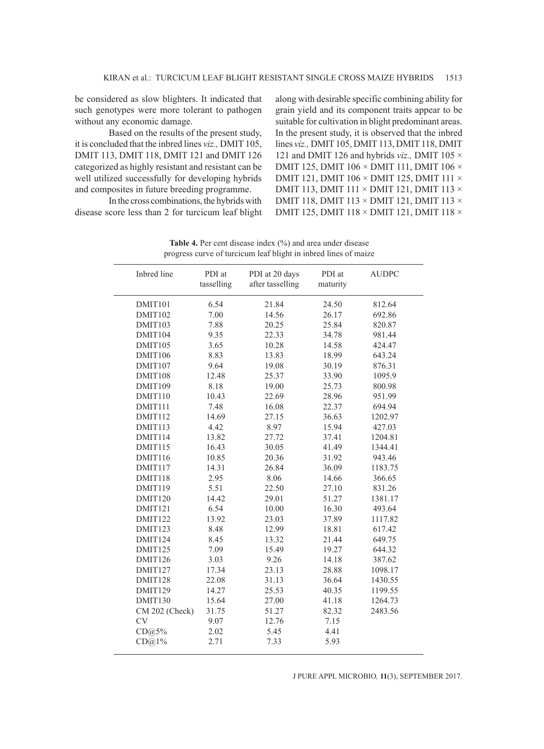be considered as slow blighters. It indicated that such genotypes were more tolerant to pathogen without any economic damage.

Based on the results of the present study, it is concluded that the inbred lines *viz.,* DMIT 105, DMIT 113, DMIT 118, DMIT 121 and DMIT 126 categorized as highly resistant and resistant can be well utilized successfully for developing hybrids and composites in future breeding programme.

In the cross combinations, the hybrids with disease score less than 2 for turcicum leaf blight along with desirable specific combining ability for grain yield and its component traits appear to be suitable for cultivation in blight predominant areas. In the present study, it is observed that the inbred lines *viz.,* DMIT 105, DMIT 113, DMIT 118, DMIT 121 and DMIT 126 and hybrids *viz.,* DMIT 105 × DMIT 125, DMIT 106 × DMIT 111, DMIT 106 × DMIT 121, DMIT 106 × DMIT 125, DMIT 111 × DMIT 113, DMIT 111 × DMIT 121, DMIT 113 × DMIT 118, DMIT 113 × DMIT 121, DMIT 113 × DMIT 125, DMIT 118 × DMIT 121, DMIT 118 ×

**Table 4.** Per cent disease index (%) and area under disease progress curve of turcicum leaf blight in inbred lines of maize

| Inbred line | PDI at tasselling | PDI at 20 days after tasselling | PDI at maturity | AUDPC |
|---|---|---|---|---|
| DMIT101 | 6.54 | 21.84 | 24.50 | 812.64 |
| DMIT102 | 7.00 | 14.56 | 26.17 | 692.86 |
| DMIT103 | 7.88 | 20.25 | 25.84 | 820.87 |
| DMIT104 | 9.35 | 22.33 | 34.78 | 981.44 |
| DMIT105 | 3.65 | 10.28 | 14.58 | 424.47 |
| DMIT106 | 8.83 | 13.83 | 18.99 | 643.24 |
| DMIT107 | 9.64 | 19.08 | 30.19 | 876.31 |
| DMIT108 | 12.48 | 25.37 | 33.90 | 1095.9 |
| DMIT109 | 8.18 | 19.00 | 25.73 | 800.98 |
| DMIT110 | 10.43 | 22.69 | 28.96 | 951.99 |
| DMIT111 | 7.48 | 16.08 | 22.37 | 694.94 |
| DMIT112 | 14.69 | 27.15 | 36.63 | 1202.97 |
| DMIT113 | 4.42 | 8.97 | 15.94 | 427.03 |
| DMIT114 | 13.82 | 27.72 | 37.41 | 1204.81 |
| DMIT115 | 16.43 | 30.05 | 41.49 | 1344.41 |
| DMIT116 | 10.85 | 20.36 | 31.92 | 943.46 |
| DMIT117 | 14.31 | 26.84 | 36.09 | 1183.75 |
| DMIT118 | 2.95 | 8.06 | 14.66 | 366.65 |
| DMIT119 | 5.51 | 22.50 | 27.10 | 831.26 |
| DMIT120 | 14.42 | 29.01 | 51.27 | 1381.17 |
| DMIT121 | 6.54 | 10.00 | 16.30 | 493.64 |
| DMIT122 | 13.92 | 23.03 | 37.89 | 1117.82 |
| DMIT123 | 8.48 | 12.99 | 18.81 | 617.42 |
| DMIT124 | 8.45 | 13.32 | 21.44 | 649.75 |
| DMIT125 | 7.09 | 15.49 | 19.27 | 644.32 |
| DMIT126 | 3.03 | 9.26 | 14.18 | 387.62 |
| DMIT127 | 17.34 | 23.13 | 28.88 | 1098.17 |
| DMIT128 | 22.08 | 31.13 | 36.64 | 1430.55 |
| DMIT129 | 14.27 | 25.53 | 40.35 | 1199.55 |
| DMIT130 | 15.64 | 27.00 | 41.18 | 1264.73 |
| CM 202 (Check) | 31.75 | 51.27 | 82.32 | 2483.56 |
| CV | 9.07 | 12.76 | 7.15 | |
| CD@5% | 2.02 | 5.45 | 4.41 | |
| CD@1% | 2.71 | 7.33 | 5.93 | |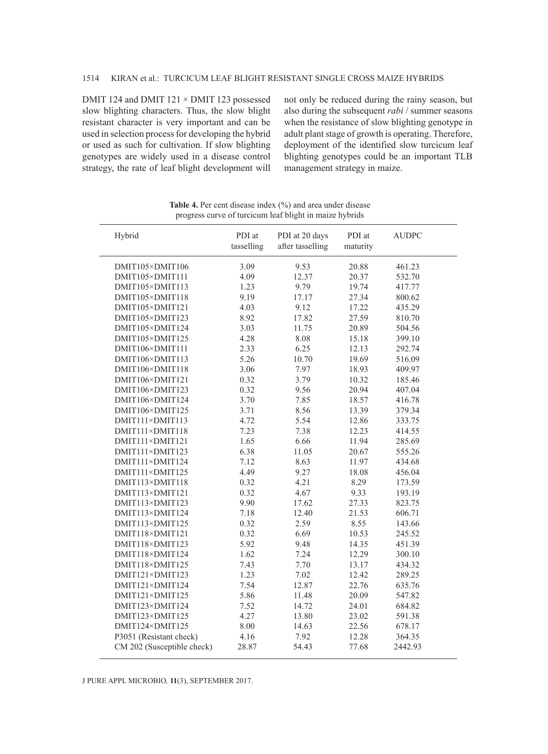DMIT 124 and DMIT 121 × DMIT 123 possessed slow blighting characters. Thus, the slow blight resistant character is very important and can be used in selection process for developing the hybrid or used as such for cultivation. If slow blighting genotypes are widely used in a disease control strategy, the rate of leaf blight development will not only be reduced during the rainy season, but also during the subsequent *rabi* / summer seasons when the resistance of slow blighting genotype in adult plant stage of growth is operating. Therefore, deployment of the identified slow turcicum leaf blighting genotypes could be an important TLB management strategy in maize.

**Table 4.** Per cent disease index (%) and area under disease progress curve of turcicum leaf blight in maize hybrids

| Hybrid | PDI at tasselling | PDI at 20 days after tasselling | PDI at maturity | AUDPC |
|---|---|---|---|---|
| DMIT105×DMIT106 | 3.09 | 9.53 | 20.88 | 461.23 |
| DMIT105×DMIT111 | 4.09 | 12.37 | 20.37 | 532.70 |
| DMIT105×DMIT113 | 1.23 | 9.79 | 19.74 | 417.77 |
| DMIT105×DMIT118 | 9.19 | 17.17 | 27.34 | 800.62 |
| DMIT105×DMIT121 | 4.03 | 9.12 | 17.22 | 435.29 |
| DMIT105×DMIT123 | 8.92 | 17.82 | 27.59 | 810.70 |
| DMIT105×DMIT124 | 3.03 | 11.75 | 20.89 | 504.56 |
| DMIT105×DMIT125 | 4.28 | 8.08 | 15.18 | 399.10 |
| DMIT106×DMIT111 | 2.33 | 6.25 | 12.13 | 292.74 |
| DMIT106×DMIT113 | 5.26 | 10.70 | 19.69 | 516.09 |
| DMIT106×DMIT118 | 3.06 | 7.97 | 18.93 | 409.97 |
| DMIT106×DMIT121 | 0.32 | 3.79 | 10.32 | 185.46 |
| DMIT106×DMIT123 | 0.32 | 9.56 | 20.94 | 407.04 |
| DMIT106×DMIT124 | 3.70 | 7.85 | 18.57 | 416.78 |
| DMIT106×DMIT125 | 3.71 | 8.56 | 13.39 | 379.34 |
| DMIT111×DMIT113 | 4.72 | 5.54 | 12.86 | 333.75 |
| DMIT111×DMIT118 | 7.23 | 7.38 | 12.23 | 414.55 |
| DMIT111×DMIT121 | 1.65 | 6.66 | 11.94 | 285.69 |
| DMIT111×DMIT123 | 6.38 | 11.05 | 20.67 | 555.26 |
| DMIT111×DMIT124 | 7.12 | 8.63 | 11.97 | 434.68 |
| DMIT111×DMIT125 | 4.49 | 9.27 | 18.08 | 456.04 |
| DMIT113×DMIT118 | 0.32 | 4.21 | 8.29 | 173.59 |
| DMIT113×DMIT121 | 0.32 | 4.67 | 9.33 | 193.19 |
| DMIT113×DMIT123 | 9.90 | 17.62 | 27.33 | 823.75 |
| DMIT113×DMIT124 | 7.18 | 12.40 | 21.53 | 606.71 |
| DMIT113×DMIT125 | 0.32 | 2.59 | 8.55 | 143.66 |
| DMIT118×DMIT121 | 0.32 | 6.69 | 10.53 | 245.52 |
| DMIT118×DMIT123 | 5.92 | 9.48 | 14.35 | 451.39 |
| DMIT118×DMIT124 | 1.62 | 7.24 | 12.29 | 300.10 |
| DMIT118×DMIT125 | 7.43 | 7.70 | 13.17 | 434.32 |
| DMIT121×DMIT123 | 1.23 | 7.02 | 12.42 | 289.25 |
| DMIT121×DMIT124 | 7.54 | 12.87 | 22.76 | 635.76 |
| DMIT121×DMIT125 | 5.86 | 11.48 | 20.09 | 547.82 |
| DMIT123×DMIT124 | 7.52 | 14.72 | 24.01 | 684.82 |
| DMIT123×DMIT125 | 4.27 | 13.80 | 23.02 | 591.38 |
| DMIT124×DMIT125 | 8.00 | 14.63 | 22.56 | 678.17 |
| P3051 (Resistant check) | 4.16 | 7.92 | 12.28 | 364.35 |
| CM 202 (Susceptible check) | 28.87 | 54.43 | 77.68 | 2442.93 |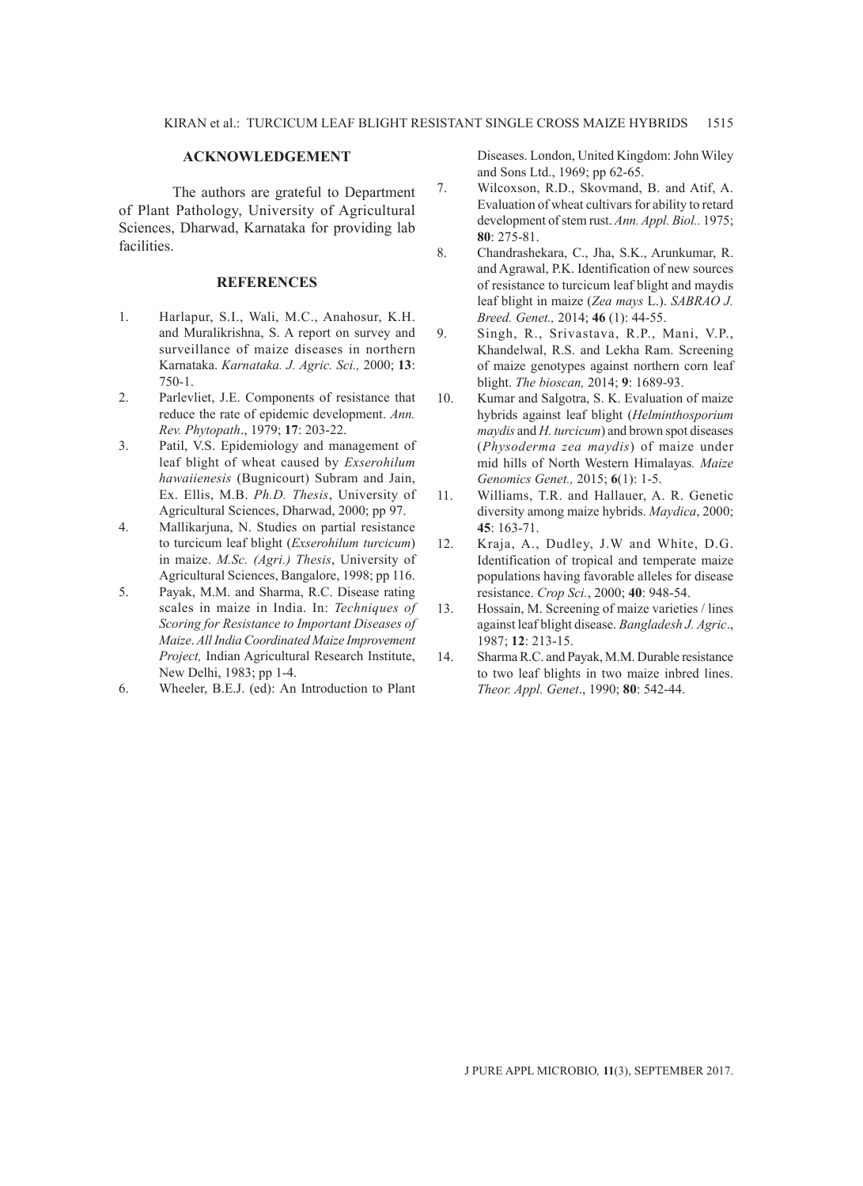## ACKNOWLEDGEMENT

The authors are grateful to Department of Plant Pathology, University of Agricultural Sciences, Dharwad, Karnataka for providing lab facilities.

## REFERENCES

1. Harlapur, S.I., Wali, M.C., Anahosur, K.H. and Muralikrishna, S. A report on survey and surveillance of maize diseases in northern Karnataka. *Karnataka. J. Agric. Sci.,* 2000; **13**: 750-1.
2. Parlevliet, J.E. Components of resistance that reduce the rate of epidemic development. *Ann. Rev. Phytopath*., 1979; **17**: 203-22.
3. Patil, V.S. Epidemiology and management of leaf blight of wheat caused by *Exserohilum hawaiienesis* (Bugnicourt) Subram and Jain, Ex. Ellis, M.B. *Ph.D. Thesis*, University of Agricultural Sciences, Dharwad, 2000; pp 97.
4. Mallikarjuna, N. Studies on partial resistance to turcicum leaf blight (*Exserohilum turcicum*) in maize. *M.Sc. (Agri.) Thesis*, University of Agricultural Sciences, Bangalore, 1998; pp 116.
5. Payak, M.M. and Sharma, R.C. Disease rating scales in maize in India. In: *Techniques of Scoring for Resistance to Important Diseases of Maize*. *All India Coordinated Maize Improvement Project,* Indian Agricultural Research Institute, New Delhi, 1983; pp 1-4.
6. Wheeler, B.E.J. (ed): An Introduction to Plant Diseases. London, United Kingdom: John Wiley and Sons Ltd., 1969; pp 62-65.
7. Wilcoxson, R.D., Skovmand, B. and Atif, A. Evaluation of wheat cultivars for ability to retard development of stem rust. *Ann. Appl. Biol..* 1975; **80**: 275-81.
8. Chandrashekara, C., Jha, S.K., Arunkumar, R. and Agrawal, P.K. Identification of new sources of resistance to turcicum leaf blight and maydis leaf blight in maize (*Zea mays* L.). *SABRAO J. Breed. Genet.,* 2014; **46** (1): 44-55.
9. Singh, R., Srivastava, R.P., Mani, V.P., Khandelwal, R.S. and Lekha Ram. Screening of maize genotypes against northern corn leaf blight. *The bioscan,* 2014; **9**: 1689-93.
10. Kumar and Salgotra, S. K. Evaluation of maize hybrids against leaf blight (*Helminthosporium maydis* and *H. turcicum*) and brown spot diseases (*Physoderma zea maydis*) of maize under mid hills of North Western Himalayas*. Maize Genomics Genet.,* 2015; **6**(1): 1-5.
11. Williams, T.R. and Hallauer, A. R. Genetic diversity among maize hybrids. *Maydica*, 2000; **45**: 163-71.
12. Kraja, A., Dudley, J.W and White, D.G. Identification of tropical and temperate maize populations having favorable alleles for disease resistance. *Crop Sci.*, 2000; **40**: 948-54.
13. Hossain, M. Screening of maize varieties / lines against leaf blight disease. *Bangladesh J. Agric*., 1987; **12**: 213-15.
14. Sharma R.C. and Payak, M.M. Durable resistance to two leaf blights in two maize inbred lines. *Theor. Appl. Genet*., 1990; **80**: 542-44.